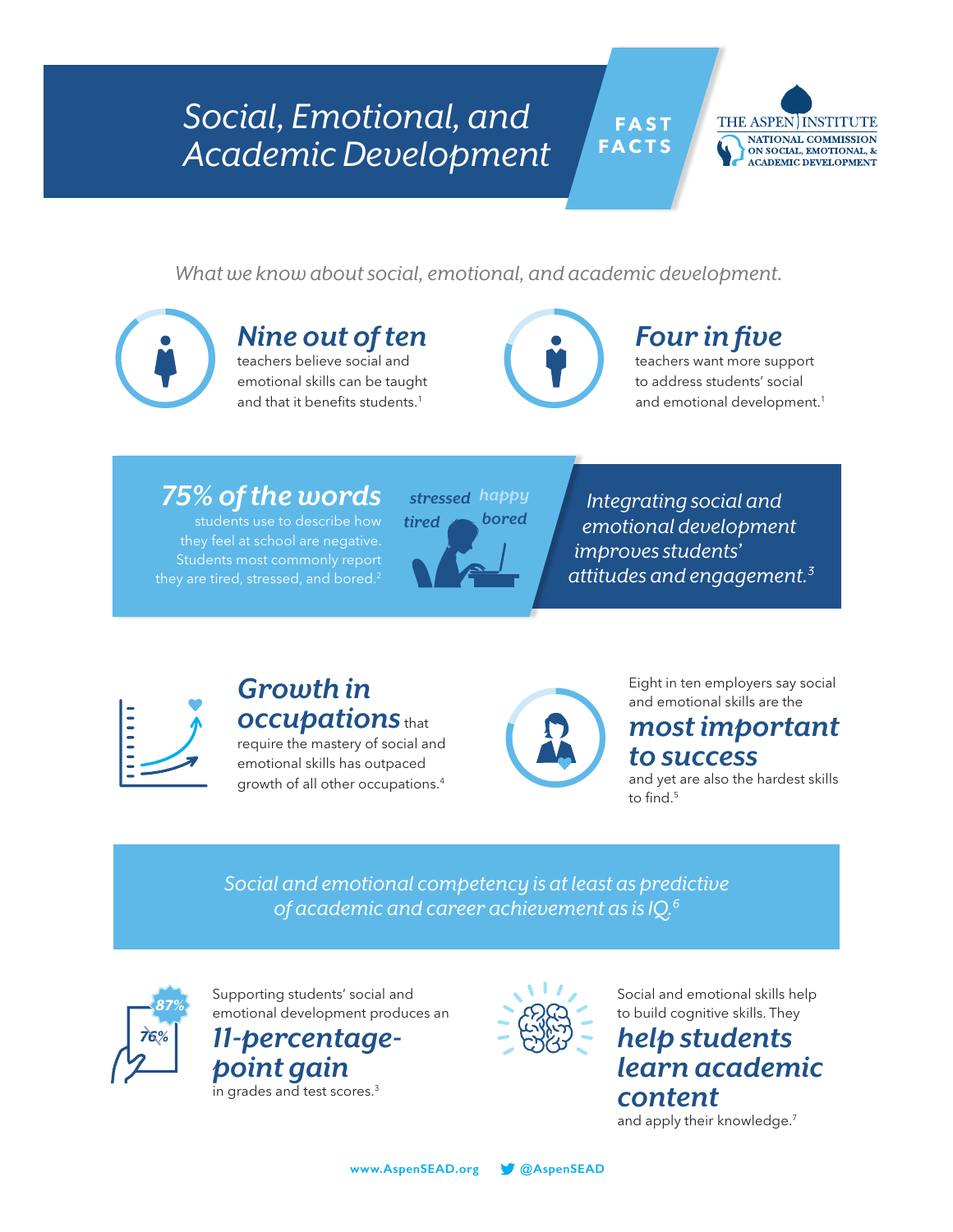# Social, Emotional, and Academic Development

**FAST FACTS**

THE ASPEN INSTITUTE
NATIONAL COMMISSION ON SOCIAL, EMOTIONAL, & ACADEMIC DEVELOPMENT

*What we know about social, emotional, and academic development.*

***Nine out of ten*** teachers believe social and emotional skills can be taught and that it benefits students.[1]

***Four in five*** teachers want more support to address students' social and emotional development.[1]

***75% of the words*** students use to describe how they feel at school are negative. Students most commonly report they are tired, stressed, and bored.[2]

*stressed* *happy* *tired* *bored*

*Integrating social and emotional development improves students' attitudes and engagement.*[3]

***Growth in occupations*** that require the mastery of social and emotional skills has outpaced growth of all other occupations.[4]

Eight in ten employers say social and emotional skills are the ***most important to success*** and yet are also the hardest skills to find.[5]

*Social and emotional competency is at least as predictive of academic and career achievement as is IQ.*[6]

87% 76%

Supporting students' social and emotional development produces an ***11-percentage-point gain*** in grades and test scores.[3]

Social and emotional skills help to build cognitive skills. They ***help students learn academic content*** and apply their knowledge.[7]

www.AspenSEAD.org @AspenSEAD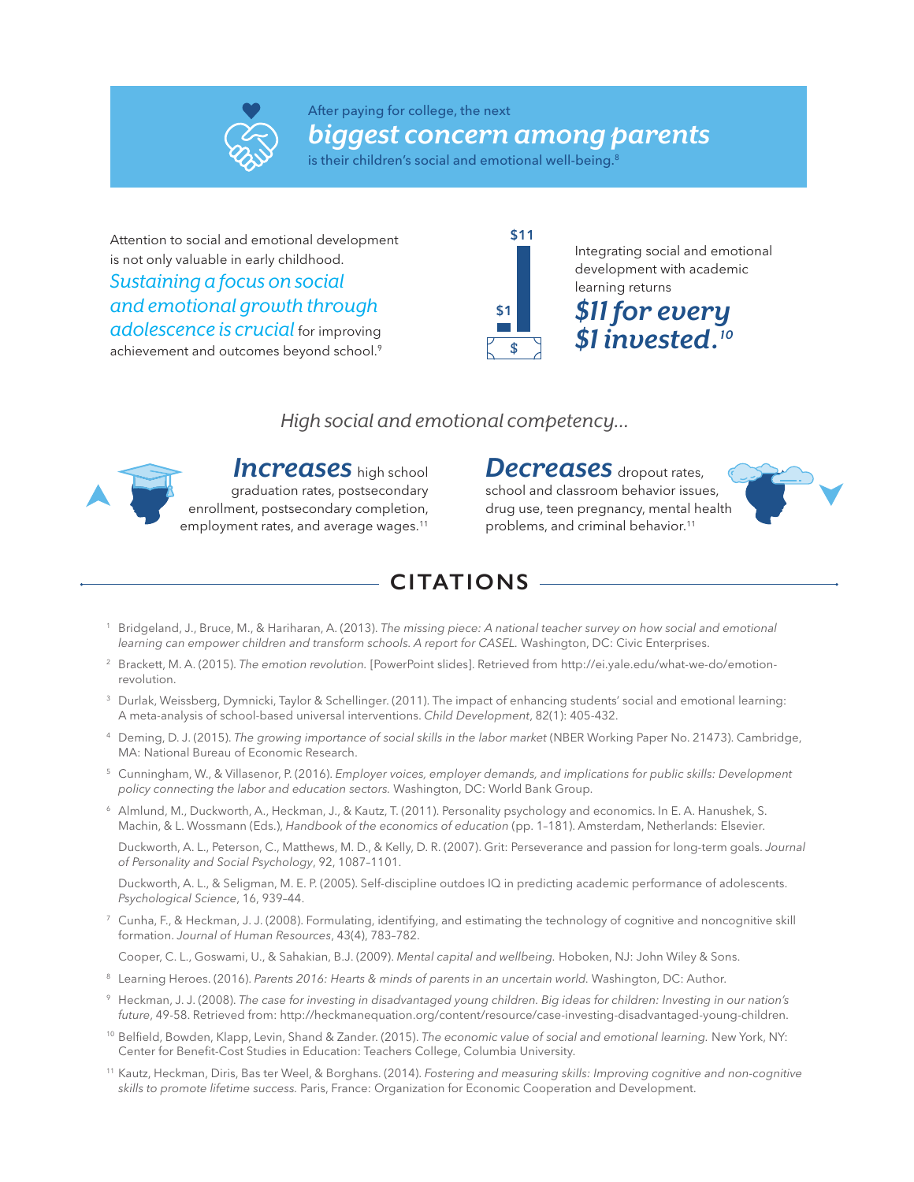After paying for the college, the next

***biggest concern among parents***

is their children's social and emotional well-being.[8]

Attention to social and emotional development is not only valuable in early childhood. *Sustaining a focus on social and emotional growth through adolescence is crucial* for improving achievement and outcomes beyond school.[9]

$11

$1

$

Integrating social and emotional development with academic learning returns

***$11 for every $1 invested.***[10]

*High social and emotional competency...*

***Increases*** high school graduation rates, postsecondary enrollment, postsecondary completion, employment rates, and average wages.[11]

***Decreases*** dropout rates, school and classroom behavior issues, drug use, teen pregnancy, mental health problems, and criminal behavior.[11]

## CITATIONS

1. Bridgeland, J., Bruce, M., & Hariharan, A. (2013). *The missing piece: A national teacher survey on how social and emotional learning can empower children and transform schools. A report for CASEL.* Washington, DC: Civic Enterprises.

2. Brackett, M. A. (2015). *The emotion revolution.* [PowerPoint slides]. Retrieved from http://ei.yale.edu/what-we-do/emotion-revolution.

3. Durlak, Weissberg, Dymnicki, Taylor & Schellinger. (2011). The impact of enhancing students' social and emotional learning: A meta-analysis of school-based universal interventions. *Child Development*, 82(1): 405-432.

4. Deming, D. J. (2015). *The growing importance of social skills in the labor market* (NBER Working Paper No. 21473). Cambridge, MA: National Bureau of Economic Research.

5. Cunningham, W., & Villasenor, P. (2016). *Employer voices, employer demands, and implications for public skills: Development policy connecting the labor and education sectors.* Washington, DC: World Bank Group.

6. Almlund, M., Duckworth, A., Heckman, J., & Kautz, T. (2011). Personality psychology and economics. In E. A. Hanushek, S. Machin, & L. Wossmann (Eds.), *Handbook of the economics of education* (pp. 1–181). Amsterdam, Netherlands: Elsevier.

   Duckworth, A. L., Peterson, C., Matthews, M. D., & Kelly, D. R. (2007). Grit: Perseverance and passion for long-term goals. *Journal of Personality and Social Psychology*, 92, 1087–1101.

   Duckworth, A. L., & Seligman, M. E. P. (2005). Self-discipline outdoes IQ in predicting academic performance of adolescents. *Psychological Science*, 16, 939–44.

7. Cunha, F., & Heckman, J. J. (2008). Formulating, identifying, and estimating the technology of cognitive and noncognitive skill formation. *Journal of Human Resources*, 43(4), 783–782.

   Cooper, C. L., Goswami, U., & Sahakian, B.J. (2009). *Mental capital and wellbeing.* Hoboken, NJ: John Wiley & Sons.

8. Learning Heroes. (2016). *Parents 2016: Hearts & minds of parents in an uncertain world.* Washington, DC: Author.

9. Heckman, J. J. (2008). *The case for investing in disadvantaged young children. Big ideas for children: Investing in our nation's future*, 49-58. Retrieved from: http://heckmanequation.org/content/resource/case-investing-disadvantaged-young-children.

10. Belfield, Bowden, Klapp, Levin, Shand & Zander. (2015). *The economic value of social and emotional learning.* New York, NY: Center for Benefit-Cost Studies in Education: Teachers College, Columbia University.

11. Kautz, Heckman, Diris, Bas ter Weel, & Borghans. (2014). *Fostering and measuring skills: Improving cognitive and non-cognitive skills to promote lifetime success.* Paris, France: Organization for Economic Cooperation and Development.